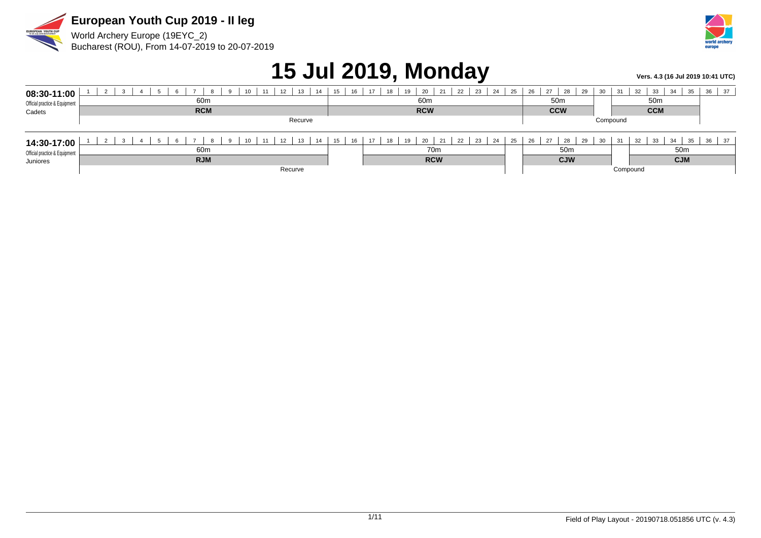**European Youth Cup 2019 - II leg**

World Archery Europe (19EYC_2)
Bucharest (ROU), From 14-07-2019 to 20-07-2019

# 15 Jul 2019, Monday

**Vers. 4.3 (16 Jul 2019 10:41 UTC)**

**08:30-11:00**
Official practice & Equipment
Cadets

| Targets | 1-14 | 15-25 | 26-29 | 30 | 31-35 | 36-37 |
|---|---|---|---|---|---|---|
| Distance | 60m | 60m | 50m | | 50m | |
| Category | RCM | RCW | CCW | | CCM | |
| Division | Recurve | Recurve | Compound | Compound | Compound | |

**14:30-17:00**
Official practice & Equipment
Juniores

| Targets | 1-14 | 15-16 | 17-24 | 25 | 26-30 | 31 | 32-37 |
|---|---|---|---|---|---|---|---|
| Distance | 60m | | 70m | | 50m | | 50m |
| Category | RJM | | RCW | | CJW | | CJM |
| Division | Recurve | Recurve | Recurve | | Compound | Compound | Compound |

Field of Play Layout - 20190718.051856 UTC (v. 4.3)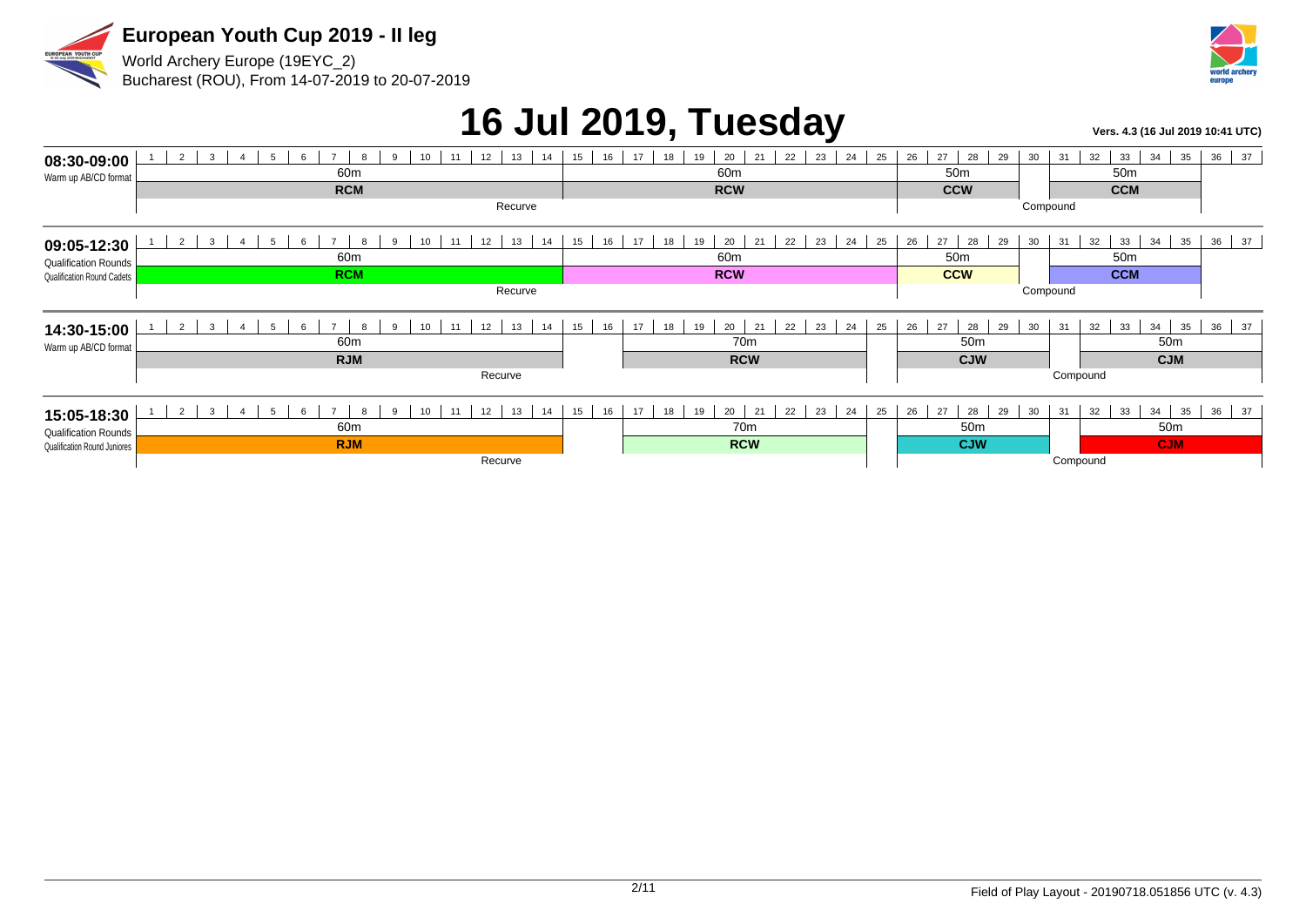# European Youth Cup 2019 - II leg

World Archery Europe (19EYC_2)
Bucharest (ROU), From 14-07-2019 to 20-07-2019

# 16 Jul 2019, Tuesday

Vers. 4.3 (16 Jul 2019 10:41 UTC)

| Time / Session | Targets 1-14 | Targets 15-16 | Targets 17-24 | Target 25 | Targets 26-29 | Target 30 | Targets 31-35 | Targets 36-37 |
|---|---|---|---|---|---|---|---|---|
| **08:30-09:00** Warm up AB/CD format | 60m RCM (Recurve) | 60m RCW (Recurve) | | | 50m CCW (Compound) | | 50m CCM (Compound) | |
| **09:05-12:30** Qualification Rounds / Qualification Round Cadets | 60m RCM (Recurve) | 60m RCW (Recurve) | | | 50m CCW (Compound) | | 50m CCM (Compound) | |
| **14:30-15:00** Warm up AB/CD format | 60m RJM (Recurve) | | 70m RCW (Recurve) | | 50m CJW (Compound) | | 50m CJM (Compound) | |
| **15:05-18:30** Qualification Rounds / Qualification Round Juniores | 60m RJM (Recurve) | | 70m RCW (Recurve) | | 50m CJW (Compound) | | 50m CJM (Compound) | |

Field of Play Layout - 20190718.051856 UTC (v. 4.3)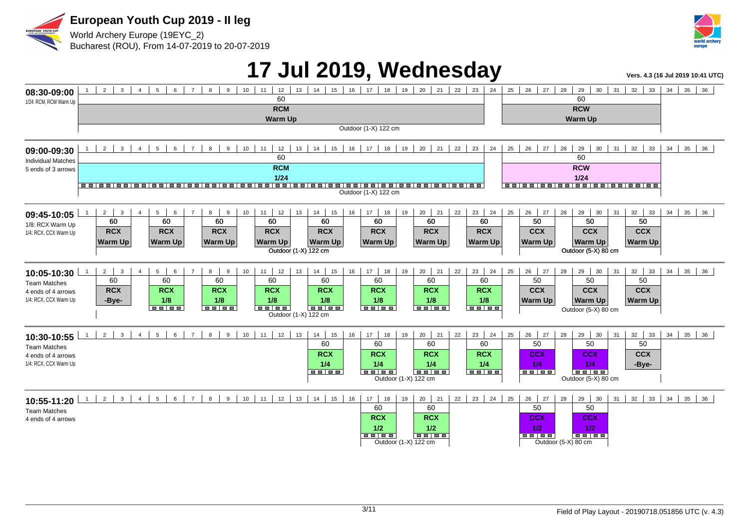# European Youth Cup 2019 - II leg

World Archery Europe (19EYC_2)
Bucharest (ROU), From 14-07-2019 to 20-07-2019

# 17 Jul 2019, Wednesday

Vers. 4.3 (16 Jul 2019 10:41 UTC)

## 08:30-09:00
1/24: RCM, RCW Warm Up

| Targets | Distance | Category | Phase |
|---|---|---|---|
| 1-24 | 60 | RCM | Warm Up |
| 25-33 | 60 | RCW | Warm Up |

Outdoor (1-X) 122 cm

## 09:00-09:30
Individual Matches
5 ends of 3 arrows

| Targets | Distance | Category | Phase |
|---|---|---|---|
| 1-24 | 60 | RCM | 1/24 |
| 25-33 | 60 | RCW | 1/24 |

Outdoor (1-X) 122 cm

## 09:45-10:05
1/8: RCX Warm Up
1/4: RCX, CCX Warm Up

| Targets | Distance | Category | Phase |
|---|---|---|---|
| 2-3 | 60 | RCX | Warm Up |
| 5-6 | 60 | RCX | Warm Up |
| 8-9 | 60 | RCX | Warm Up |
| 11-12 | 60 | RCX | Warm Up |
| 14-15 | 60 | RCX | Warm Up |
| 17-18 | 60 | RCX | Warm Up |
| 20-21 | 60 | RCX | Warm Up |
| 23-24 | 60 | RCX | Warm Up |
| 26-27 | 50 | CCX | Warm Up |
| 29-30 | 50 | CCX | Warm Up |
| 32-33 | 50 | CCX | Warm Up |

Outdoor (1-X) 122 cm / Outdoor (5-X) 80 cm

## 10:05-10:30
Team Matches
4 ends of 4 arrows
1/4: RCX, CCX Warm Up

| Targets | Distance | Category | Phase |
|---|---|---|---|
| 2-3 | 60 | RCX | -Bye- |
| 5-6 | 60 | RCX | 1/8 |
| 8-9 | 60 | RCX | 1/8 |
| 11-12 | 60 | RCX | 1/8 |
| 14-15 | 60 | RCX | 1/8 |
| 17-18 | 60 | RCX | 1/8 |
| 20-21 | 60 | RCX | 1/8 |
| 23-24 | 60 | RCX | 1/8 |
| 26-27 | 50 | CCX | Warm Up |
| 29-30 | 50 | CCX | Warm Up |
| 32-33 | 50 | CCX | Warm Up |

Outdoor (1-X) 122 cm / Outdoor (5-X) 80 cm

## 10:30-10:55
Team Matches
4 ends of 4 arrows
1/4: RCX, CCX Warm Up

| Targets | Distance | Category | Phase |
|---|---|---|---|
| 14-15 | 60 | RCX | 1/4 |
| 17-18 | 60 | RCX | 1/4 |
| 20-21 | 60 | RCX | 1/4 |
| 23-24 | 60 | RCX | 1/4 |
| 26-27 | 50 | CCX | 1/4 |
| 29-30 | 50 | CCX | 1/4 |
| 32-33 | 50 | CCX | -Bye- |

Outdoor (1-X) 122 cm / Outdoor (5-X) 80 cm

## 10:55-11:20
Team Matches
4 ends of 4 arrows

| Targets | Distance | Category | Phase |
|---|---|---|---|
| 17-18 | 60 | RCX | 1/2 |
| 20-21 | 60 | RCX | 1/2 |
| 26-27 | 50 | CCX | 1/2 |
| 29-30 | 50 | CCX | 1/2 |

Outdoor (1-X) 122 cm / Outdoor (5-X) 80 cm

Field of Play Layout - 20190718.051856 UTC (v. 4.3)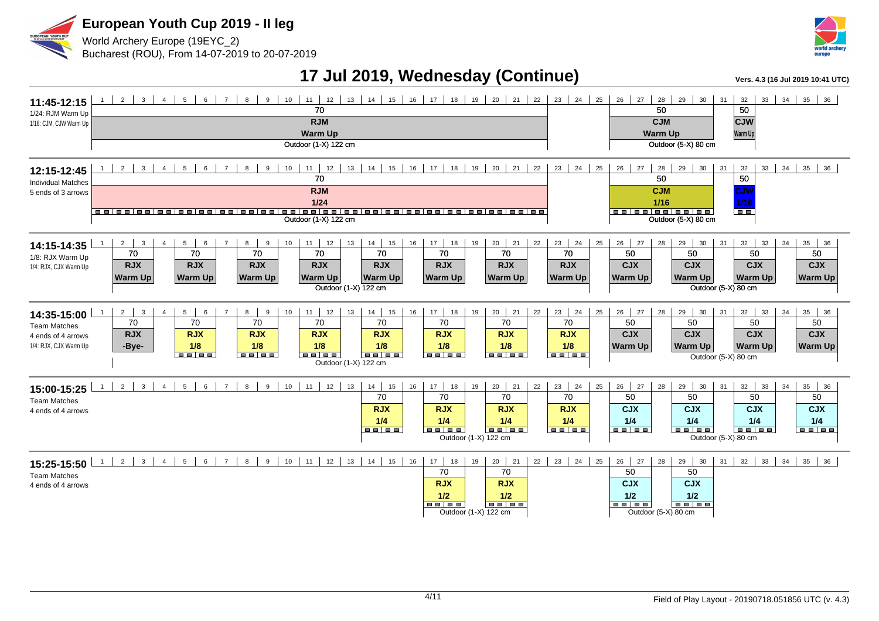# European Youth Cup 2019 - II leg

World Archery Europe (19EYC_2)
Bucharest (ROU), From 14-07-2019 to 20-07-2019

## 17 Jul 2019, Wednesday (Continue)

Vers. 4.3 (16 Jul 2019 10:41 UTC)

### 11:45-12:15
1/24: RJM Warm Up
1/16: CJM, CJW Warm Up

| Targets | Distance | Category | Phase | Face |
|---|---|---|---|---|
| 1-22 | 70 | RJM | Warm Up | Outdoor (1-X) 122 cm |
| 26-31 | 50 | CJM | Warm Up | Outdoor (5-X) 80 cm |
| 32 | 50 | CJW | Warm Up | Outdoor (5-X) 80 cm |

### 12:15-12:45
Individual Matches
5 ends of 3 arrows

| Targets | Distance | Category | Phase | Face |
|---|---|---|---|---|
| 1-22 | 70 | RJM | 1/24 | Outdoor (1-X) 122 cm |
| 26-31 | 50 | CJM | 1/16 | Outdoor (5-X) 80 cm |
| 32 | 50 | CJW | 1/16 | Outdoor (5-X) 80 cm |

### 14:15-14:35
1/8: RJX Warm Up
1/4: RJX, CJX Warm Up

| Targets | Distance | Category | Phase | Face |
|---|---|---|---|---|
| 2-3 | 70 | RJX | Warm Up | Outdoor (1-X) 122 cm |
| 5-6 | 70 | RJX | Warm Up | Outdoor (1-X) 122 cm |
| 8-9 | 70 | RJX | Warm Up | Outdoor (1-X) 122 cm |
| 11-12 | 70 | RJX | Warm Up | Outdoor (1-X) 122 cm |
| 14-15 | 70 | RJX | Warm Up | Outdoor (1-X) 122 cm |
| 17-18 | 70 | RJX | Warm Up | Outdoor (1-X) 122 cm |
| 20-21 | 70 | RJX | Warm Up | Outdoor (1-X) 122 cm |
| 23-24 | 70 | RJX | Warm Up | Outdoor (1-X) 122 cm |
| 26-27 | 50 | CJX | Warm Up | Outdoor (5-X) 80 cm |
| 29-30 | 50 | CJX | Warm Up | Outdoor (5-X) 80 cm |
| 32-33 | 50 | CJX | Warm Up | Outdoor (5-X) 80 cm |
| 35-36 | 50 | CJX | Warm Up | Outdoor (5-X) 80 cm |

### 14:35-15:00
Team Matches
4 ends of 4 arrows
1/4: RJX, CJX Warm Up

| Targets | Distance | Category | Phase | Face |
|---|---|---|---|---|
| 2-3 | 70 | RJX | -Bye- | Outdoor (1-X) 122 cm |
| 5-6 | 70 | RJX | 1/8 | Outdoor (1-X) 122 cm |
| 8-9 | 70 | RJX | 1/8 | Outdoor (1-X) 122 cm |
| 11-12 | 70 | RJX | 1/8 | Outdoor (1-X) 122 cm |
| 14-15 | 70 | RJX | 1/8 | Outdoor (1-X) 122 cm |
| 17-18 | 70 | RJX | 1/8 | Outdoor (1-X) 122 cm |
| 20-21 | 70 | RJX | 1/8 | Outdoor (1-X) 122 cm |
| 23-24 | 70 | RJX | 1/8 | Outdoor (1-X) 122 cm |
| 26-27 | 50 | CJX | Warm Up | Outdoor (5-X) 80 cm |
| 29-30 | 50 | CJX | Warm Up | Outdoor (5-X) 80 cm |
| 32-33 | 50 | CJX | Warm Up | Outdoor (5-X) 80 cm |
| 35-36 | 50 | CJX | Warm Up | Outdoor (5-X) 80 cm |

### 15:00-15:25
Team Matches
4 ends of 4 arrows

| Targets | Distance | Category | Phase | Face |
|---|---|---|---|---|
| 14-15 | 70 | RJX | 1/4 | Outdoor (1-X) 122 cm |
| 17-18 | 70 | RJX | 1/4 | Outdoor (1-X) 122 cm |
| 20-21 | 70 | RJX | 1/4 | Outdoor (1-X) 122 cm |
| 23-24 | 70 | RJX | 1/4 | Outdoor (1-X) 122 cm |
| 26-27 | 50 | CJX | 1/4 | Outdoor (5-X) 80 cm |
| 29-30 | 50 | CJX | 1/4 | Outdoor (5-X) 80 cm |
| 32-33 | 50 | CJX | 1/4 | Outdoor (5-X) 80 cm |
| 35-36 | 50 | CJX | 1/4 | Outdoor (5-X) 80 cm |

### 15:25-15:50
Team Matches
4 ends of 4 arrows

| Targets | Distance | Category | Phase | Face |
|---|---|---|---|---|
| 17-18 | 70 | RJX | 1/2 | Outdoor (1-X) 122 cm |
| 20-21 | 70 | RJX | 1/2 | Outdoor (1-X) 122 cm |
| 26-27 | 50 | CJX | 1/2 | Outdoor (5-X) 80 cm |
| 29-30 | 50 | CJX | 1/2 | Outdoor (5-X) 80 cm |

Field of Play Layout - 20190718.051856 UTC (v. 4.3)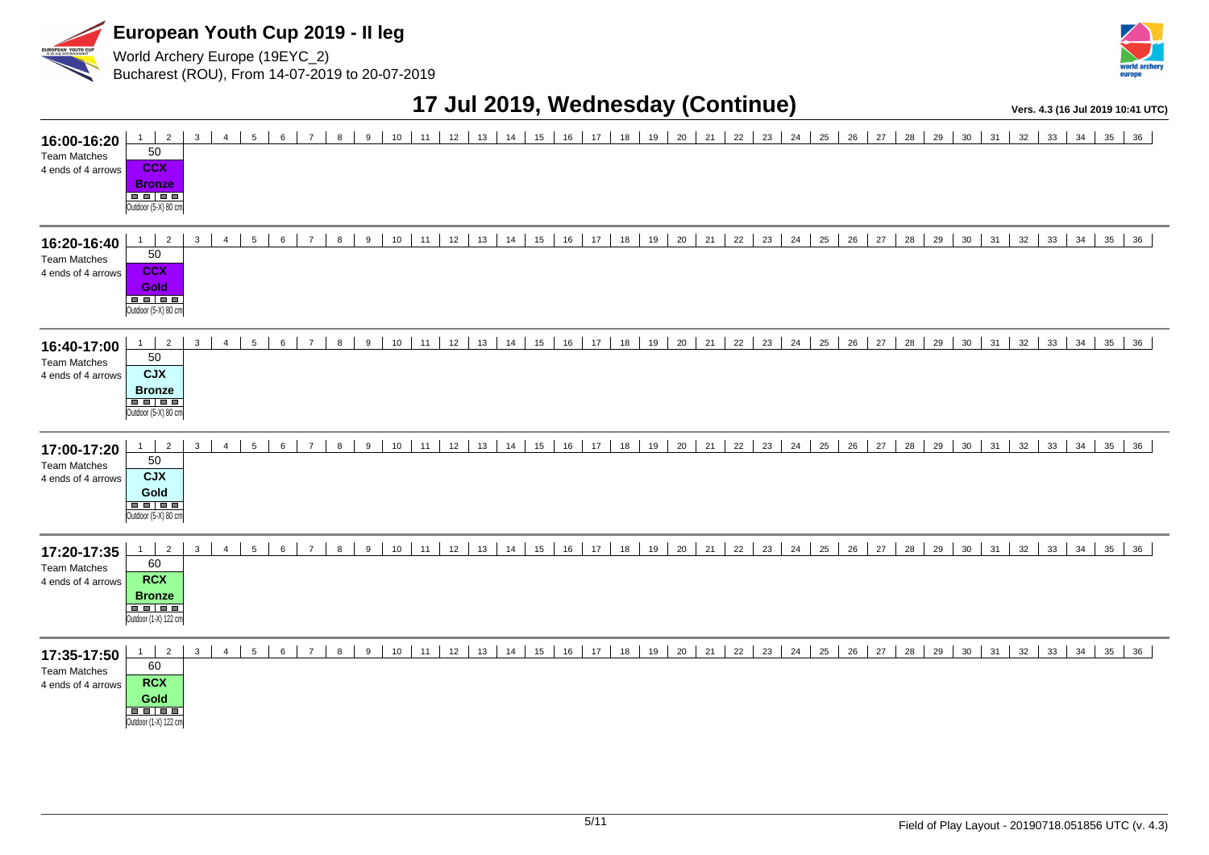# European Youth Cup 2019 - II leg

World Archery Europe (19EYC_2)
Bucharest (ROU), From 14-07-2019 to 20-07-2019

## 17 Jul 2019, Wednesday (Continue)

Vers. 4.3 (16 Jul 2019 10:41 UTC)

| Time | Event | Targets 1-2 | Distance | Division | Match | Target Face |
|---|---|---|---|---|---|---|
| 16:00-16:20 | Team Matches, 4 ends of 4 arrows | 1-2 | 50 | CCX | Bronze | Outdoor (5-X) 80 cm |
| 16:20-16:40 | Team Matches, 4 ends of 4 arrows | 1-2 | 50 | CCX | Gold | Outdoor (5-X) 80 cm |
| 16:40-17:00 | Team Matches, 4 ends of 4 arrows | 1-2 | 50 | CJX | Bronze | Outdoor (5-X) 80 cm |
| 17:00-17:20 | Team Matches, 4 ends of 4 arrows | 1-2 | 50 | CJX | Gold | Outdoor (5-X) 80 cm |
| 17:20-17:35 | Team Matches, 4 ends of 4 arrows | 1-2 | 60 | RCX | Bronze | Outdoor (1-X) 122 cm |
| 17:35-17:50 | Team Matches, 4 ends of 4 arrows | 1-2 | 60 | RCX | Gold | Outdoor (1-X) 122 cm |

Targets 3-36: not used.

Field of Play Layout - 20190718.051856 UTC (v. 4.3)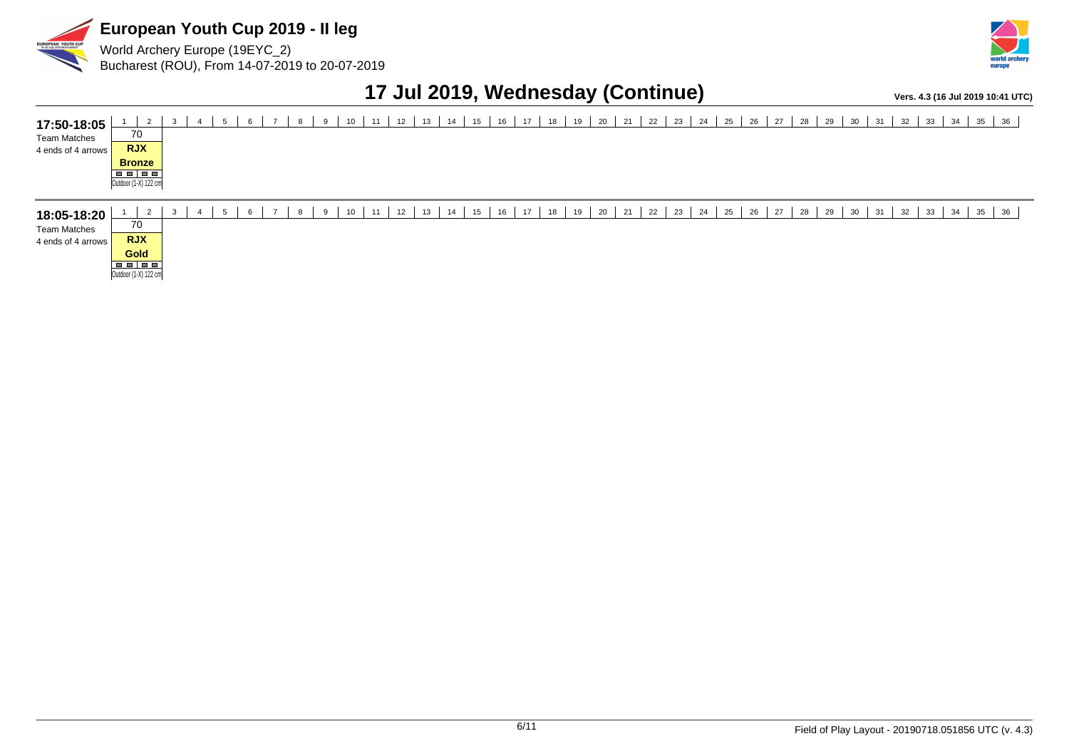# European Youth Cup 2019 - II leg

World Archery Europe (19EYC_2)
Bucharest (ROU), From 14-07-2019 to 20-07-2019

## 17 Jul 2019, Wednesday (Continue)

Vers. 4.3 (16 Jul 2019 10:41 UTC)

| Time | 1 | 2 | 3 | 4 | 5 | 6 | 7 | 8 | 9 | 10 | 11 | 12 | 13 | 14 | 15 | 16 | 17 | 18 | 19 | 20 | 21 | 22 | 23 | 24 | 25 | 26 | 27 | 28 | 29 | 30 | 31 | 32 | 33 | 34 | 35 | 36 |
|---|---|---|---|---|---|---|---|---|---|---|---|---|---|---|---|---|---|---|---|---|---|---|---|---|---|---|---|---|---|---|---|---|---|---|---|---|
| **17:50-18:05** Team Matches 4 ends of 4 arrows | 70 RJX **Bronze** Outdoor (1-X) 122 cm | | | | | | | | | | | | | | | | | | | | | | | | | | | | | | | | | | | |
| **18:05-18:20** Team Matches 4 ends of 4 arrows | 70 RJX **Gold** Outdoor (1-X) 122 cm | | | | | | | | | | | | | | | | | | | | | | | | | | | | | | | | | | | |

Field of Play Layout - 20190718.051856 UTC (v. 4.3)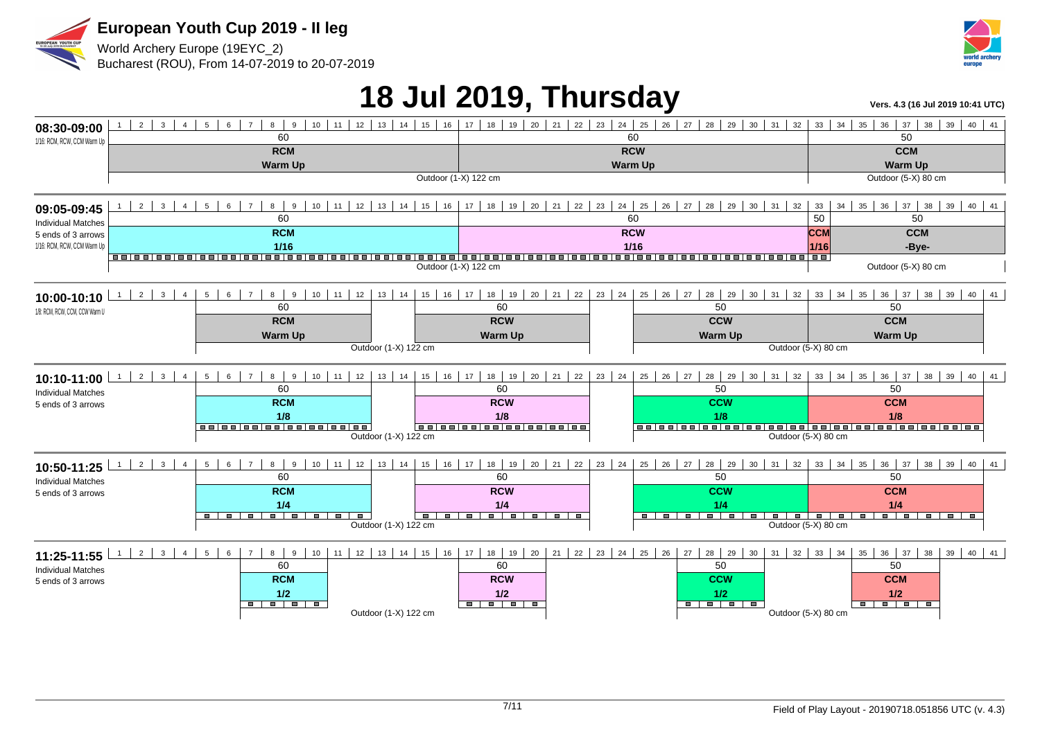# European Youth Cup 2019 - II leg

World Archery Europe (19EYC_2)
Bucharest (ROU), From 14-07-2019 to 20-07-2019

# 18 Jul 2019, Thursday

Vers. 4.3 (16 Jul 2019 10:41 UTC)

## 08:30-09:00

1/16: RCM, RCW, CCM Warm Up

| Targets | Distance | Category | Phase | Field |
|---|---|---|---|---|
| 1-16 | 60 | RCM | Warm Up | Outdoor (1-X) 122 cm |
| 17-32 | 60 | RCW | Warm Up | Outdoor (1-X) 122 cm |
| 33-41 | 50 | CCM | Warm Up | Outdoor (5-X) 80 cm |

## 09:05-09:45

Individual Matches
5 ends of 3 arrows
1/16: RCM, RCW, CCM Warm Up

| Targets | Distance | Category | Phase | Field |
|---|---|---|---|---|
| 1-16 | 60 | RCM | 1/16 | Outdoor (1-X) 122 cm |
| 17-32 | 60 | RCW | 1/16 | Outdoor (1-X) 122 cm |
| 33 | 50 | CCM | 1/16 | Outdoor (5-X) 80 cm |
| 34-41 | 50 | CCM | -Bye- | Outdoor (5-X) 80 cm |

## 10:00-10:10

1/8: RCM, RCW, CCM, CCW Warm U

| Targets | Distance | Category | Phase | Field |
|---|---|---|---|---|
| 5-12 | 60 | RCM | Warm Up | Outdoor (1-X) 122 cm |
| 15-22 | 60 | RCW | Warm Up | Outdoor (1-X) 122 cm |
| 25-32 | 50 | CCW | Warm Up | Outdoor (5-X) 80 cm |
| 33-40 | 50 | CCM | Warm Up | Outdoor (5-X) 80 cm |

## 10:10-11:00

Individual Matches
5 ends of 3 arrows

| Targets | Distance | Category | Phase | Field |
|---|---|---|---|---|
| 5-12 | 60 | RCM | 1/8 | Outdoor (1-X) 122 cm |
| 15-22 | 60 | RCW | 1/8 | Outdoor (1-X) 122 cm |
| 25-32 | 50 | CCW | 1/8 | Outdoor (5-X) 80 cm |
| 33-40 | 50 | CCM | 1/8 | Outdoor (5-X) 80 cm |

## 10:50-11:25

Individual Matches
5 ends of 3 arrows

| Targets | Distance | Category | Phase | Field |
|---|---|---|---|---|
| 5-12 | 60 | RCM | 1/4 | Outdoor (1-X) 122 cm |
| 15-22 | 60 | RCW | 1/4 | Outdoor (1-X) 122 cm |
| 25-32 | 50 | CCW | 1/4 | Outdoor (5-X) 80 cm |
| 33-40 | 50 | CCM | 1/4 | Outdoor (5-X) 80 cm |

## 11:25-11:55

Individual Matches
5 ends of 3 arrows

| Targets | Distance | Category | Phase | Field |
|---|---|---|---|---|
| 7-10 | 60 | RCM | 1/2 | Outdoor (1-X) 122 cm |
| 17-20 | 60 | RCW | 1/2 | Outdoor (1-X) 122 cm |
| 27-30 | 50 | CCW | 1/2 | Outdoor (5-X) 80 cm |
| 35-38 | 50 | CCM | 1/2 | Outdoor (5-X) 80 cm |

Field of Play Layout - 20190718.051856 UTC (v. 4.3)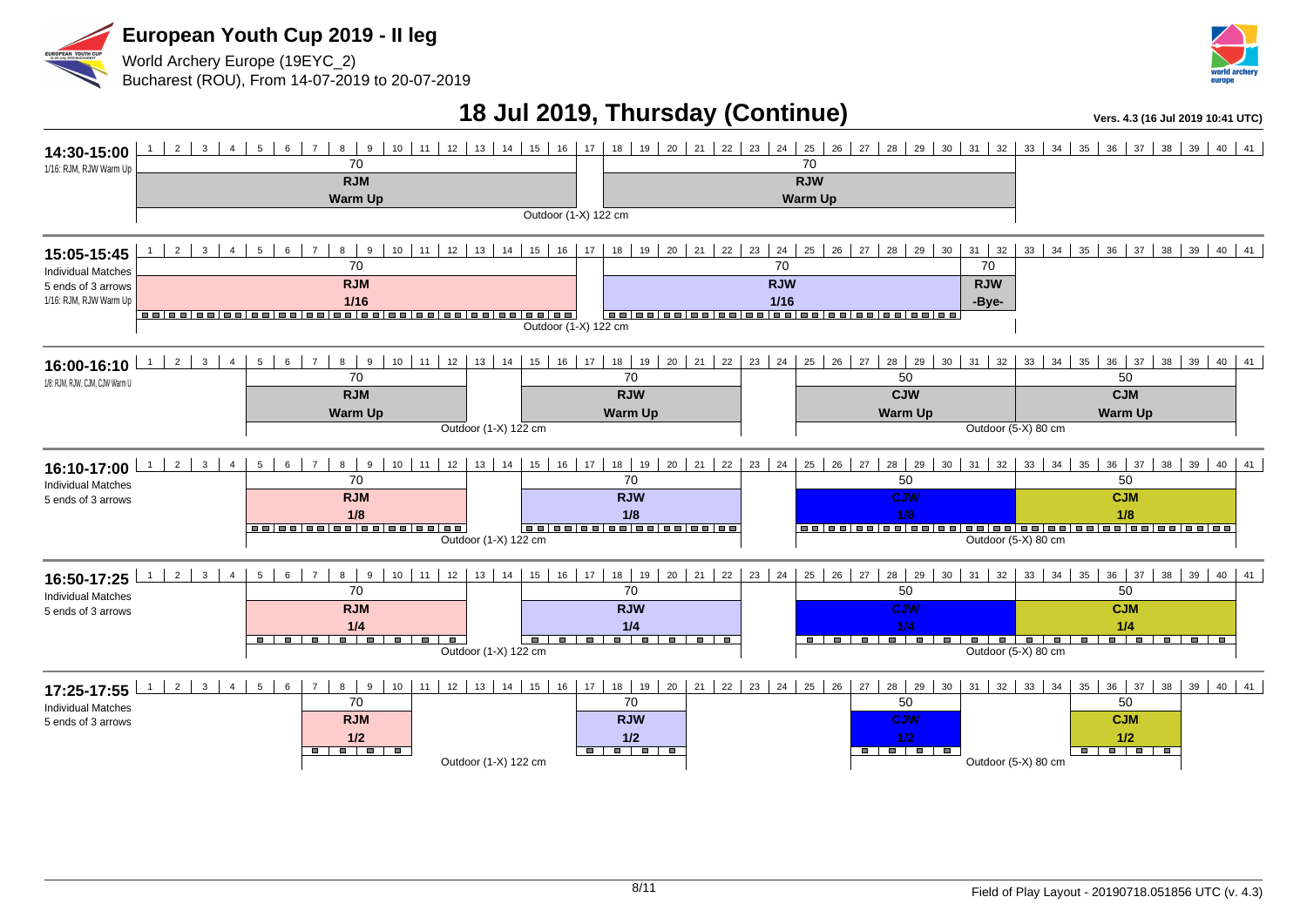# European Youth Cup 2019 - II leg

World Archery Europe (19EYC_2)
Bucharest (ROU), From 14-07-2019 to 20-07-2019

## 18 Jul 2019, Thursday (Continue)

Vers. 4.3 (16 Jul 2019 10:41 UTC)

### 14:30-15:00

1/16: RJM, RJW Warm Up

| Targets | Distance | Category | Phase | Target face |
|---|---|---|---|---|
| 1-16 | 70 | RJM | Warm Up | Outdoor (1-X) 122 cm |
| 18-32 | 70 | RJW | Warm Up | Outdoor (1-X) 122 cm |

### 15:05-15:45

Individual Matches
5 ends of 3 arrows
1/16: RJM, RJW Warm Up

| Targets | Distance | Category | Phase | Target face |
|---|---|---|---|---|
| 1-16 | 70 | RJM | 1/16 | Outdoor (1-X) 122 cm |
| 18-30 | 70 | RJW | 1/16 | Outdoor (1-X) 122 cm |
| 31-32 | 70 | RJW | -Bye- | Outdoor (1-X) 122 cm |

### 16:00-16:10

1/8: RJM, RJW, CJM, CJW Warm U

| Targets | Distance | Category | Phase | Target face |
|---|---|---|---|---|
| 5-14 | 70 | RJM | Warm Up | Outdoor (1-X) 122 cm |
| 15-22 | 70 | RJW | Warm Up | Outdoor (1-X) 122 cm |
| 25-32 | 50 | CJW | Warm Up | Outdoor (5-X) 80 cm |
| 33-40 | 50 | CJM | Warm Up | Outdoor (5-X) 80 cm |

### 16:10-17:00

Individual Matches
5 ends of 3 arrows

| Targets | Distance | Category | Phase | Target face |
|---|---|---|---|---|
| 5-12 | 70 | RJM | 1/8 | Outdoor (1-X) 122 cm |
| 15-22 | 70 | RJW | 1/8 | Outdoor (1-X) 122 cm |
| 25-32 | 50 | CJW | 1/8 | Outdoor (5-X) 80 cm |
| 33-40 | 50 | CJM | 1/8 | Outdoor (5-X) 80 cm |

### 16:50-17:25

Individual Matches
5 ends of 3 arrows

| Targets | Distance | Category | Phase | Target face |
|---|---|---|---|---|
| 5-12 | 70 | RJM | 1/4 | Outdoor (1-X) 122 cm |
| 15-22 | 70 | RJW | 1/4 | Outdoor (1-X) 122 cm |
| 25-32 | 50 | CJW | 1/4 | Outdoor (5-X) 80 cm |
| 33-40 | 50 | CJM | 1/4 | Outdoor (5-X) 80 cm |

### 17:25-17:55

Individual Matches
5 ends of 3 arrows

| Targets | Distance | Category | Phase | Target face |
|---|---|---|---|---|
| 7-10 | 70 | RJM | 1/2 | Outdoor (1-X) 122 cm |
| 17-20 | 70 | RJW | 1/2 | Outdoor (1-X) 122 cm |
| 27-30 | 50 | CJW | 1/2 | Outdoor (5-X) 80 cm |
| 35-38 | 50 | CJM | 1/2 | Outdoor (5-X) 80 cm |

Field of Play Layout - 20190718.051856 UTC (v. 4.3)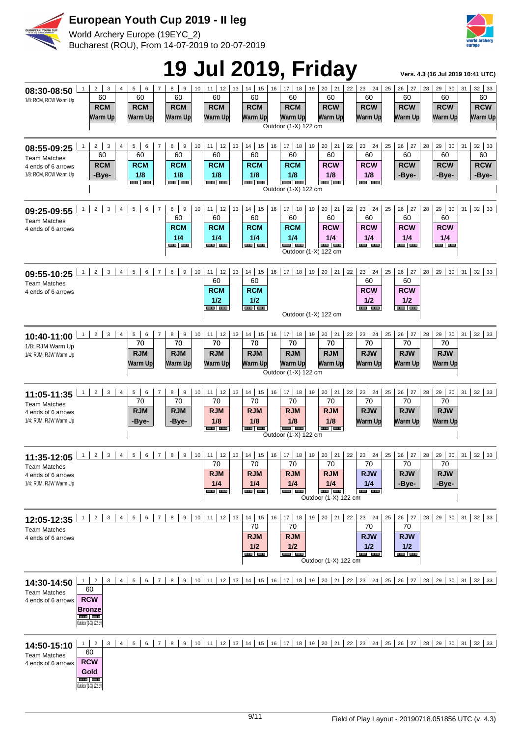# 19 Jul 2019, Friday

**Vers. 4.3 (16 Jul 2019 10:41 UTC)**

## 08:30-08:50

1/8: RCM, RCW Warm Up

| Targets | Distance | Class | Phase |
|---|---|---|---|
| 2-3 | 60 | RCM | Warm Up |
| 5-6 | 60 | RCM | Warm Up |
| 8-9 | 60 | RCM | Warm Up |
| 11-12 | 60 | RCM | Warm Up |
| 14-15 | 60 | RCM | Warm Up |
| 17-18 | 60 | RCM | Warm Up |
| 20-21 | 60 | RCW | Warm Up |
| 23-24 | 60 | RCW | Warm Up |
| 26-27 | 60 | RCW | Warm Up |
| 29-30 | 60 | RCW | Warm Up |
| 32-33 | 60 | RCW | Warm Up |

Outdoor (1-X) 122 cm

## 08:55-09:25

Team Matches
4 ends of 6 arrows
1/8: RCM, RCW Warm Up

| Targets | Distance | Class | Phase |
|---|---|---|---|
| 2-3 | 60 | RCM | -Bye- |
| 5-6 | 60 | RCM | 1/8 |
| 8-9 | 60 | RCM | 1/8 |
| 11-12 | 60 | RCM | 1/8 |
| 14-15 | 60 | RCM | 1/8 |
| 17-18 | 60 | RCM | 1/8 |
| 20-21 | 60 | RCW | 1/8 |
| 23-24 | 60 | RCW | 1/8 |
| 26-27 | 60 | RCW | -Bye- |
| 29-30 | 60 | RCW | -Bye- |
| 32-33 | 60 | RCW | -Bye- |

Outdoor (1-X) 122 cm

## 09:25-09:55

Team Matches
4 ends of 6 arrows

| Targets | Distance | Class | Phase |
|---|---|---|---|
| 8-9 | 60 | RCM | 1/4 |
| 11-12 | 60 | RCM | 1/4 |
| 14-15 | 60 | RCM | 1/4 |
| 17-18 | 60 | RCM | 1/4 |
| 20-21 | 60 | RCW | 1/4 |
| 23-24 | 60 | RCW | 1/4 |
| 26-27 | 60 | RCW | 1/4 |
| 29-30 | 60 | RCW | 1/4 |

Outdoor (1-X) 122 cm

## 09:55-10:25

Team Matches
4 ends of 6 arrows

| Targets | Distance | Class | Phase |
|---|---|---|---|
| 11-12 | 60 | RCM | 1/2 |
| 14-15 | 60 | RCM | 1/2 |
| 23-24 | 60 | RCW | 1/2 |
| 26-27 | 60 | RCW | 1/2 |

Outdoor (1-X) 122 cm

## 10:40-11:00

1/8: RJM Warm Up
1/4: RJM, RJW Warm Up

| Targets | Distance | Class | Phase |
|---|---|---|---|
| 5-6 | 70 | RJM | Warm Up |
| 8-9 | 70 | RJM | Warm Up |
| 11-12 | 70 | RJM | Warm Up |
| 14-15 | 70 | RJM | Warm Up |
| 17-18 | 70 | RJM | Warm Up |
| 20-21 | 70 | RJM | Warm Up |
| 23-24 | 70 | RJW | Warm Up |
| 26-27 | 70 | RJW | Warm Up |
| 29-30 | 70 | RJW | Warm Up |

Outdoor (1-X) 122 cm

## 11:05-11:35

Team Matches
4 ends of 6 arrows
1/4: RJM, RJW Warm Up

| Targets | Distance | Class | Phase |
|---|---|---|---|
| 5-6 | 70 | RJM | -Bye- |
| 8-9 | 70 | RJM | -Bye- |
| 11-12 | 70 | RJM | 1/8 |
| 14-15 | 70 | RJM | 1/8 |
| 17-18 | 70 | RJM | 1/8 |
| 20-21 | 70 | RJM | 1/8 |
| 23-24 | 70 | RJW | Warm Up |
| 26-27 | 70 | RJW | Warm Up |
| 29-30 | 70 | RJW | Warm Up |

Outdoor (1-X) 122 cm

## 11:35-12:05

Team Matches
4 ends of 6 arrows
1/4: RJM, RJW Warm Up

| Targets | Distance | Class | Phase |
|---|---|---|---|
| 11-12 | 70 | RJM | 1/4 |
| 14-15 | 70 | RJM | 1/4 |
| 17-18 | 70 | RJM | 1/4 |
| 20-21 | 70 | RJM | 1/4 |
| 23-24 | 70 | RJW | 1/4 |
| 26-27 | 70 | RJW | -Bye- |
| 29-30 | 70 | RJW | -Bye- |

Outdoor (1-X) 122 cm

## 12:05-12:35

Team Matches
4 ends of 6 arrows

| Targets | Distance | Class | Phase |
|---|---|---|---|
| 14-15 | 70 | RJM | 1/2 |
| 17-18 | 70 | RJM | 1/2 |
| 23-24 | 70 | RJW | 1/2 |
| 26-27 | 70 | RJW | 1/2 |

Outdoor (1-X) 122 cm

## 14:30-14:50

Team Matches
4 ends of 6 arrows

| Targets | Distance | Class | Phase |
|---|---|---|---|
| 1-2 | 60 | RCW | Bronze |

Outdoor (1-X) 122 cm

## 14:50-15:10

Team Matches
4 ends of 6 arrows

| Targets | Distance | Class | Phase |
|---|---|---|---|
| 1-2 | 60 | RCW | Gold |

Outdoor (1-X) 122 cm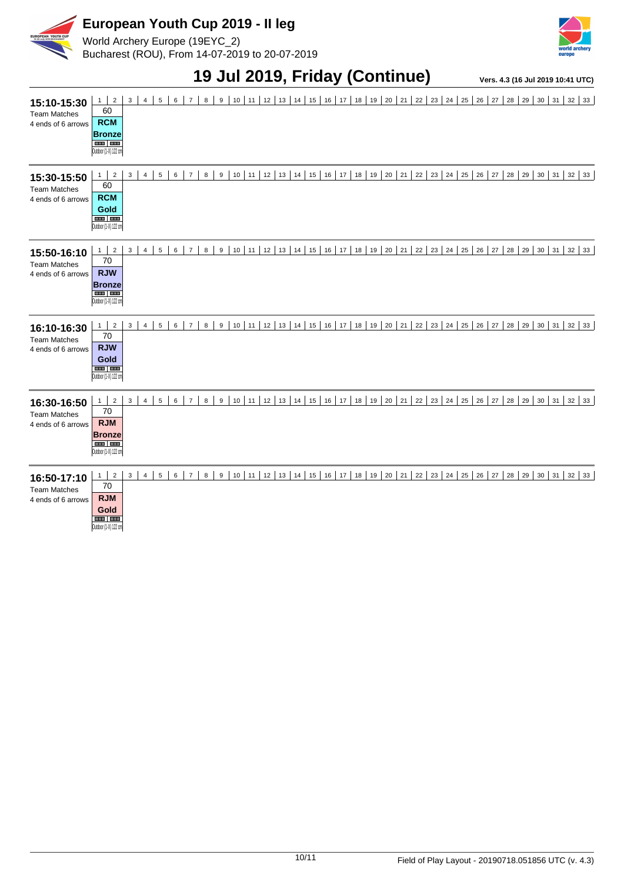# European Youth Cup 2019 - II leg

World Archery Europe (19EYC_2)
Bucharest (ROU), From 14-07-2019 to 20-07-2019

## 19 Jul 2019, Friday (Continue)

Vers. 4.3 (16 Jul 2019 10:41 UTC)

| Time | 1-2 | 3 | 4 | 5 | 6 | 7 | 8 | 9 | 10 | 11 | 12 | 13 | 14 | 15 | 16 | 17 | 18 | 19 | 20 | 21 | 22 | 23 | 24 | 25 | 26 | 27 | 28 | 29 | 30 | 31 | 32 | 33 |
|---|---|---|---|---|---|---|---|---|---|---|---|---|---|---|---|---|---|---|---|---|---|---|---|---|---|---|---|---|---|---|---|---|
| **15:10-15:30** Team Matches 4 ends of 6 arrows | 60 **RCM Bronze** Outdoor (1-X) 122 cm | | | | | | | | | | | | | | | | | | | | | | | | | | | | | | | |
| **15:30-15:50** Team Matches 4 ends of 6 arrows | 60 **RCM Gold** Outdoor (1-X) 122 cm | | | | | | | | | | | | | | | | | | | | | | | | | | | | | | | |
| **15:50-16:10** Team Matches 4 ends of 6 arrows | 70 **RJW Bronze** Outdoor (1-X) 122 cm | | | | | | | | | | | | | | | | | | | | | | | | | | | | | | | |
| **16:10-16:30** Team Matches 4 ends of 6 arrows | 70 **RJW Gold** Outdoor (1-X) 122 cm | | | | | | | | | | | | | | | | | | | | | | | | | | | | | | | |
| **16:30-16:50** Team Matches 4 ends of 6 arrows | 70 **RJM Bronze** Outdoor (1-X) 122 cm | | | | | | | | | | | | | | | | | | | | | | | | | | | | | | | |
| **16:50-17:10** Team Matches 4 ends of 6 arrows | 70 **RJM Gold** Outdoor (1-X) 122 cm | | | | | | | | | | | | | | | | | | | | | | | | | | | | | | | |

Field of Play Layout - 20190718.051856 UTC (v. 4.3)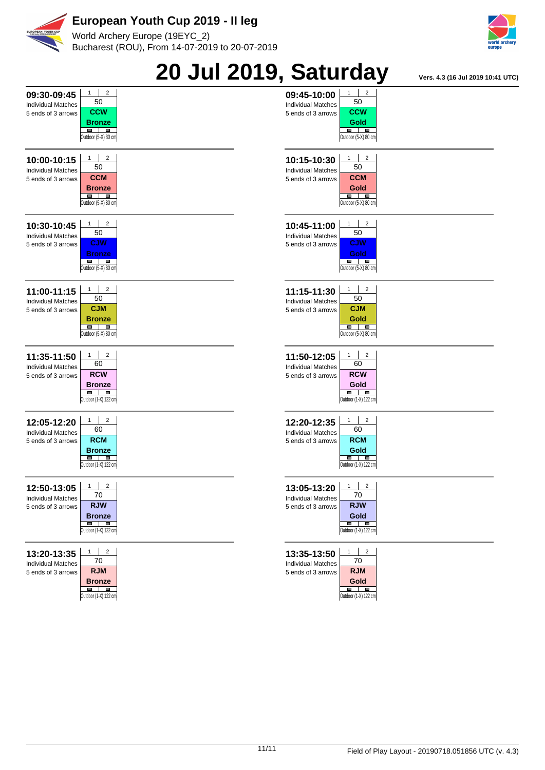# European Youth Cup 2019 - II leg

World Archery Europe (19EYC_2)
Bucharest (ROU), From 14-07-2019 to 20-07-2019

# 20 Jul 2019, Saturday

Vers. 4.3 (16 Jul 2019 10:41 UTC)

| Time | Event | Targets 1-2 | Distance | Class | Match | Target face |
|---|---|---|---|---|---|---|
| 09:30-09:45 | Individual Matches, 5 ends of 3 arrows | 1, 2 | 50 | CCW | Bronze | Outdoor (5-X) 80 cm |
| 09:45-10:00 | Individual Matches, 5 ends of 3 arrows | 1, 2 | 50 | CCW | Gold | Outdoor (5-X) 80 cm |
| 10:00-10:15 | Individual Matches, 5 ends of 3 arrows | 1, 2 | 50 | CCM | Bronze | Outdoor (5-X) 80 cm |
| 10:15-10:30 | Individual Matches, 5 ends of 3 arrows | 1, 2 | 50 | CCM | Gold | Outdoor (5-X) 80 cm |
| 10:30-10:45 | Individual Matches, 5 ends of 3 arrows | 1, 2 | 50 | CJW | Bronze | Outdoor (5-X) 80 cm |
| 10:45-11:00 | Individual Matches, 5 ends of 3 arrows | 1, 2 | 50 | CJW | Gold | Outdoor (5-X) 80 cm |
| 11:00-11:15 | Individual Matches, 5 ends of 3 arrows | 1, 2 | 50 | CJM | Bronze | Outdoor (5-X) 80 cm |
| 11:15-11:30 | Individual Matches, 5 ends of 3 arrows | 1, 2 | 50 | CJM | Gold | Outdoor (5-X) 80 cm |
| 11:35-11:50 | Individual Matches, 5 ends of 3 arrows | 1, 2 | 60 | RCW | Bronze | Outdoor (1-X) 122 cm |
| 11:50-12:05 | Individual Matches, 5 ends of 3 arrows | 1, 2 | 60 | RCW | Gold | Outdoor (1-X) 122 cm |
| 12:05-12:20 | Individual Matches, 5 ends of 3 arrows | 1, 2 | 60 | RCM | Bronze | Outdoor (1-X) 122 cm |
| 12:20-12:35 | Individual Matches, 5 ends of 3 arrows | 1, 2 | 60 | RCM | Gold | Outdoor (1-X) 122 cm |
| 12:50-13:05 | Individual Matches, 5 ends of 3 arrows | 1, 2 | 70 | RJW | Bronze | Outdoor (1-X) 122 cm |
| 13:05-13:20 | Individual Matches, 5 ends of 3 arrows | 1, 2 | 70 | RJW | Gold | Outdoor (1-X) 122 cm |
| 13:20-13:35 | Individual Matches, 5 ends of 3 arrows | 1, 2 | 70 | RJM | Bronze | Outdoor (1-X) 122 cm |
| 13:35-13:50 | Individual Matches, 5 ends of 3 arrows | 1, 2 | 70 | RJM | Gold | Outdoor (1-X) 122 cm |

Field of Play Layout - 20190718.051856 UTC (v. 4.3)